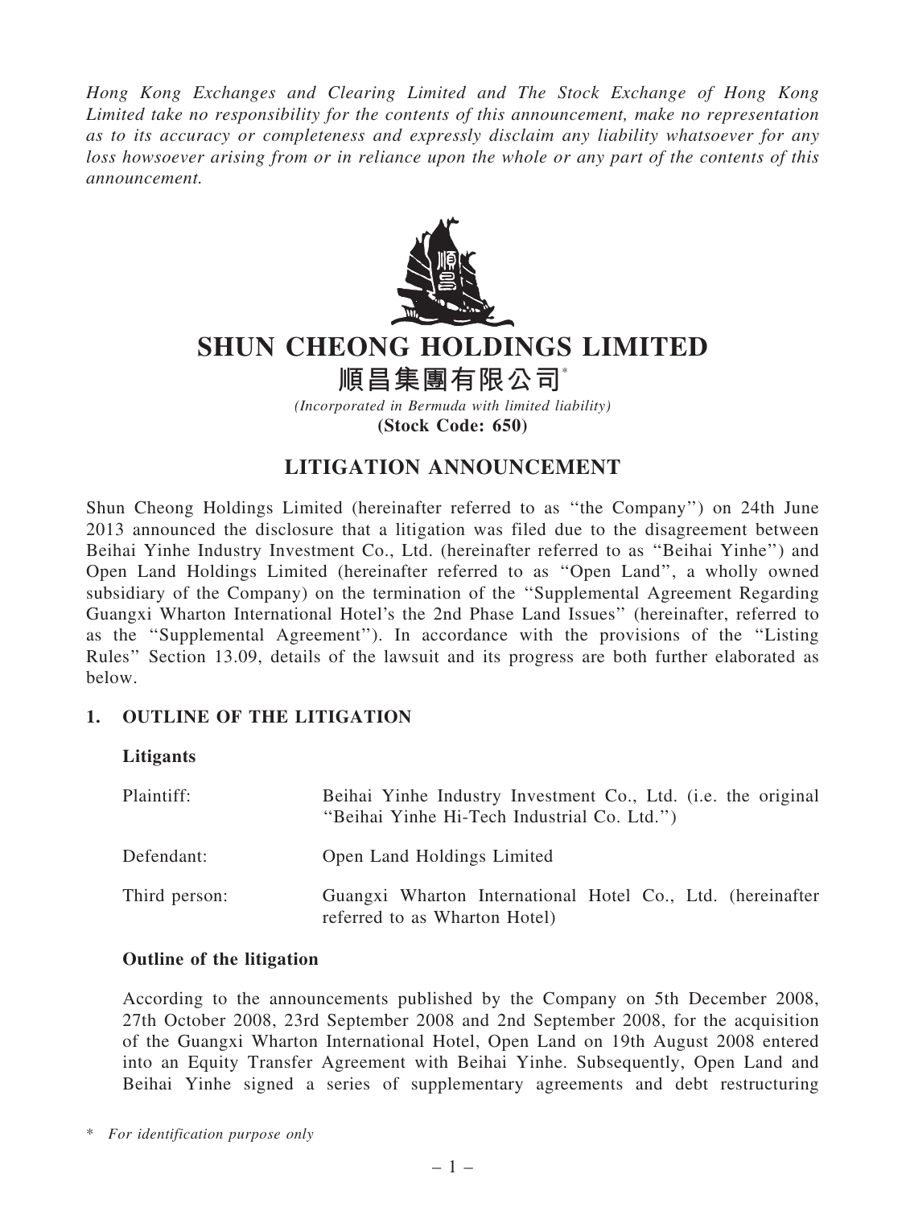*Hong Kong Exchanges and Clearing Limited and The Stock Exchange of Hong Kong Limited take no responsibility for the contents of this announcement, make no representation as to its accuracy or completeness and expressly disclaim any liability whatsoever for any loss howsoever arising from or in reliance upon the whole or any part of the contents of this announcement.*

# SHUN CHEONG HOLDINGS LIMITED

# 順昌集團有限公司*

*(Incorporated in Bermuda with limited liability)*

**(Stock Code: 650)**

## LITIGATION ANNOUNCEMENT

Shun Cheong Holdings Limited (hereinafter referred to as "the Company") on 24th June 2013 announced the disclosure that a litigation was filed due to the disagreement between Beihai Yinhe Industry Investment Co., Ltd. (hereinafter referred to as "Beihai Yinhe") and Open Land Holdings Limited (hereinafter referred to as "Open Land", a wholly owned subsidiary of the Company) on the termination of the "Supplemental Agreement Regarding Guangxi Wharton International Hotel's the 2nd Phase Land Issues" (hereinafter, referred to as the "Supplemental Agreement"). In accordance with the provisions of the "Listing Rules" Section 13.09, details of the lawsuit and its progress are both further elaborated as below.

### 1. OUTLINE OF THE LITIGATION

**Litigants**

| | |
|---|---|
| Plaintiff: | Beihai Yinhe Industry Investment Co., Ltd. (i.e. the original "Beihai Yinhe Hi-Tech Industrial Co. Ltd.") |
| Defendant: | Open Land Holdings Limited |
| Third person: | Guangxi Wharton International Hotel Co., Ltd. (hereinafter referred to as Wharton Hotel) |

**Outline of the litigation**

According to the announcements published by the Company on 5th December 2008, 27th October 2008, 23rd September 2008 and 2nd September 2008, for the acquisition of the Guangxi Wharton International Hotel, Open Land on 19th August 2008 entered into an Equity Transfer Agreement with Beihai Yinhe. Subsequently, Open Land and Beihai Yinhe signed a series of supplementary agreements and debt restructuring

\* *For identification purpose only*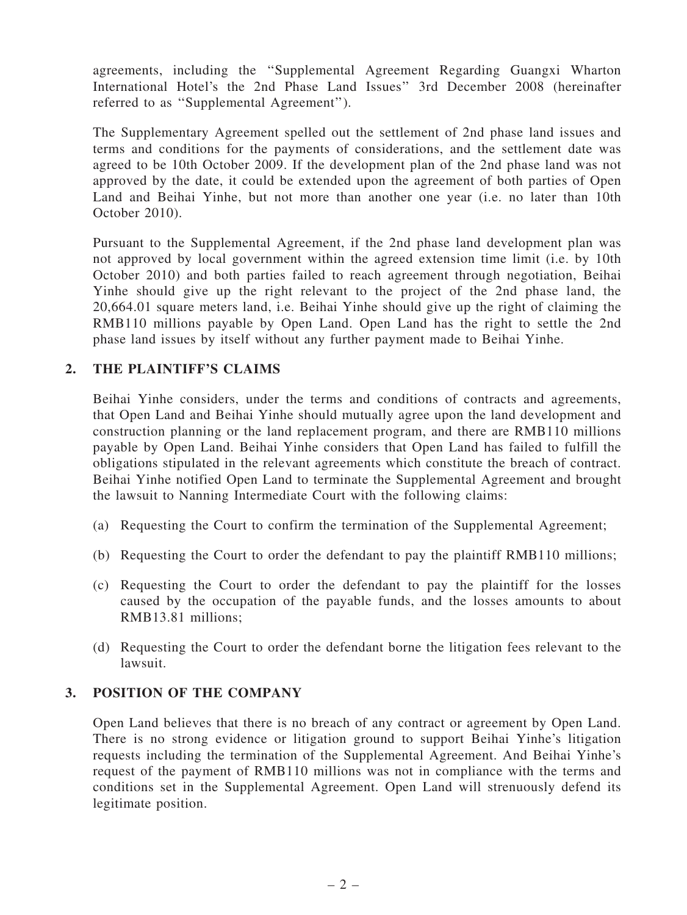agreements, including the "Supplemental Agreement Regarding Guangxi Wharton International Hotel's the 2nd Phase Land Issues" 3rd December 2008 (hereinafter referred to as "Supplemental Agreement").

The Supplementary Agreement spelled out the settlement of 2nd phase land issues and terms and conditions for the payments of considerations, and the settlement date was agreed to be 10th October 2009. If the development plan of the 2nd phase land was not approved by the date, it could be extended upon the agreement of both parties of Open Land and Beihai Yinhe, but not more than another one year (i.e. no later than 10th October 2010).

Pursuant to the Supplemental Agreement, if the 2nd phase land development plan was not approved by local government within the agreed extension time limit (i.e. by 10th October 2010) and both parties failed to reach agreement through negotiation, Beihai Yinhe should give up the right relevant to the project of the 2nd phase land, the 20,664.01 square meters land, i.e. Beihai Yinhe should give up the right of claiming the RMB110 millions payable by Open Land. Open Land has the right to settle the 2nd phase land issues by itself without any further payment made to Beihai Yinhe.

## 2. THE PLAINTIFF'S CLAIMS

Beihai Yinhe considers, under the terms and conditions of contracts and agreements, that Open Land and Beihai Yinhe should mutually agree upon the land development and construction planning or the land replacement program, and there are RMB110 millions payable by Open Land. Beihai Yinhe considers that Open Land has failed to fulfill the obligations stipulated in the relevant agreements which constitute the breach of contract. Beihai Yinhe notified Open Land to terminate the Supplemental Agreement and brought the lawsuit to Nanning Intermediate Court with the following claims:

(a) Requesting the Court to confirm the termination of the Supplemental Agreement;

(b) Requesting the Court to order the defendant to pay the plaintiff RMB110 millions;

(c) Requesting the Court to order the defendant to pay the plaintiff for the losses caused by the occupation of the payable funds, and the losses amounts to about RMB13.81 millions;

(d) Requesting the Court to order the defendant borne the litigation fees relevant to the lawsuit.

## 3. POSITION OF THE COMPANY

Open Land believes that there is no breach of any contract or agreement by Open Land. There is no strong evidence or litigation ground to support Beihai Yinhe's litigation requests including the termination of the Supplemental Agreement. And Beihai Yinhe's request of the payment of RMB110 millions was not in compliance with the terms and conditions set in the Supplemental Agreement. Open Land will strenuously defend its legitimate position.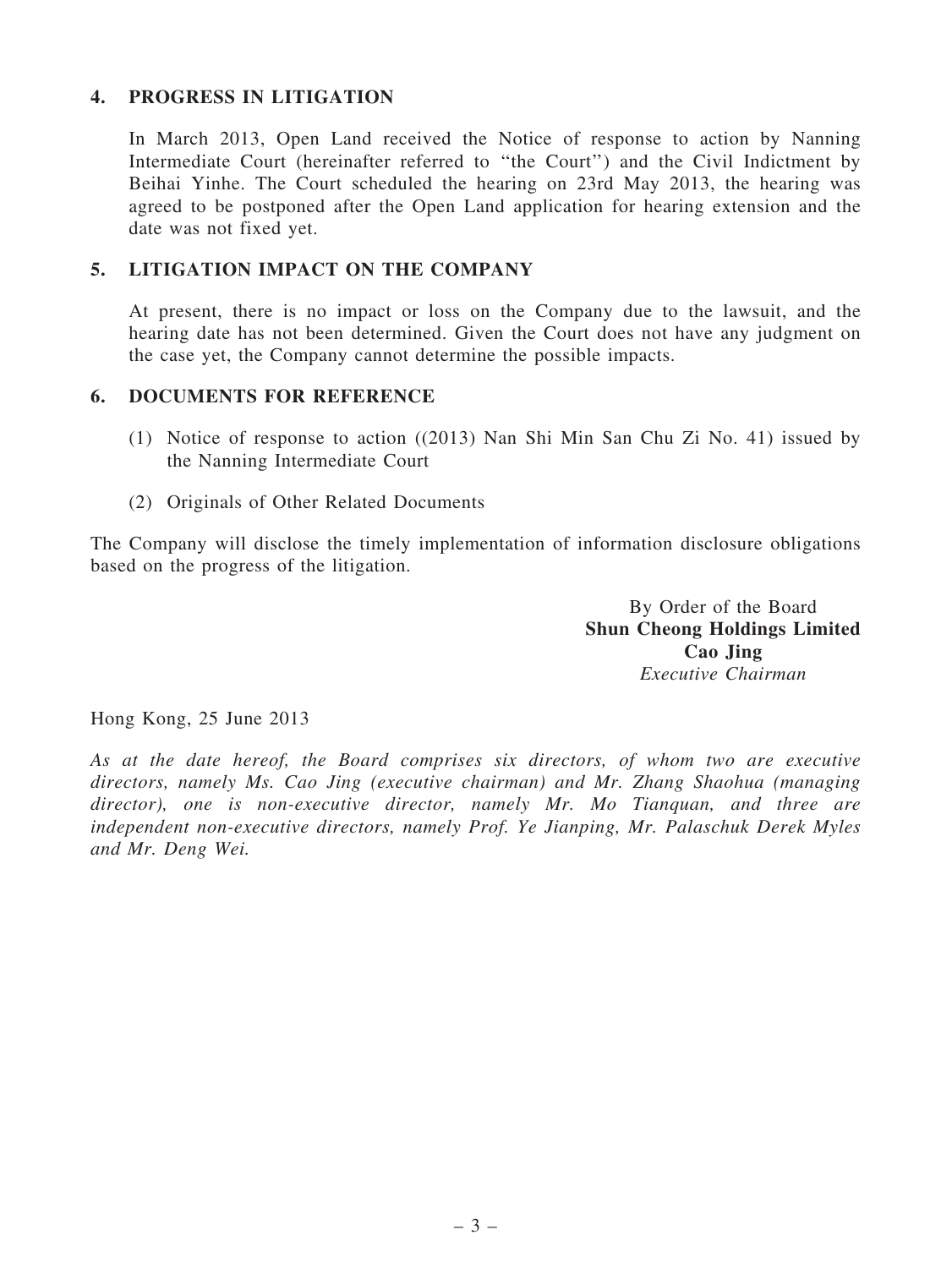## 4. PROGRESS IN LITIGATION

In March 2013, Open Land received the Notice of response to action by Nanning Intermediate Court (hereinafter referred to "the Court") and the Civil Indictment by Beihai Yinhe. The Court scheduled the hearing on 23rd May 2013, the hearing was agreed to be postponed after the Open Land application for hearing extension and the date was not fixed yet.

## 5. LITIGATION IMPACT ON THE COMPANY

At present, there is no impact or loss on the Company due to the lawsuit, and the hearing date has not been determined. Given the Court does not have any judgment on the case yet, the Company cannot determine the possible impacts.

## 6. DOCUMENTS FOR REFERENCE

(1) Notice of response to action ((2013) Nan Shi Min San Chu Zi No. 41) issued by the Nanning Intermediate Court

(2) Originals of Other Related Documents

The Company will disclose the timely implementation of information disclosure obligations based on the progress of the litigation.

By Order of the Board
**Shun Cheong Holdings Limited**
**Cao Jing**
*Executive Chairman*

Hong Kong, 25 June 2013

*As at the date hereof, the Board comprises six directors, of whom two are executive directors, namely Ms. Cao Jing (executive chairman) and Mr. Zhang Shaohua (managing director), one is non-executive director, namely Mr. Mo Tianquan, and three are independent non-executive directors, namely Prof. Ye Jianping, Mr. Palaschuk Derek Myles and Mr. Deng Wei.*